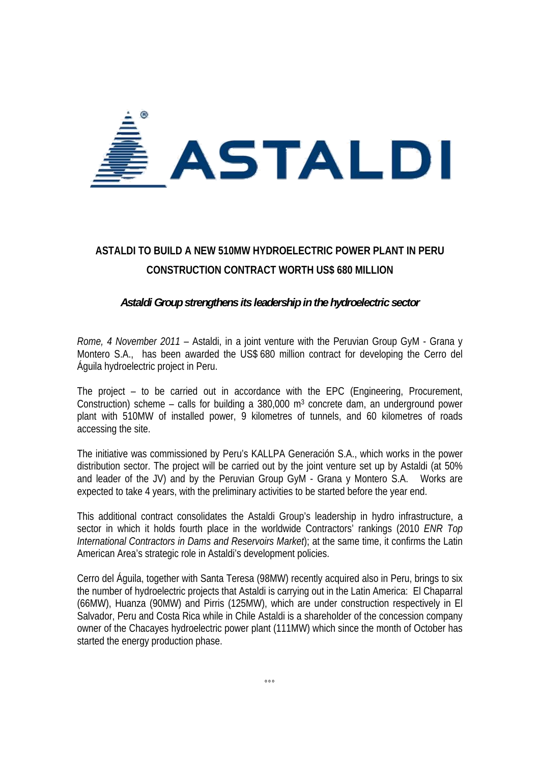ASTALDI

# ASTALDI TO BUILD A NEW 510MW HYDROELECTRIC POWER PLANT IN PERU

## CONSTRUCTION CONTRACT WORTH US$ 680 MILLION

***Astaldi Group strengthens its leadership in the hydroelectric sector***

*Rome, 4 November 2011* – Astaldi, in a joint venture with the Peruvian Group GyM - Grana y Montero S.A., has been awarded the US$ 680 million contract for developing the Cerro del Águila hydroelectric project in Peru.

The project – to be carried out in accordance with the EPC (Engineering, Procurement, Construction) scheme – calls for building a 380,000 $m^3$ concrete dam, an underground power plant with 510MW of installed power, 9 kilometres of tunnels, and 60 kilometres of roads accessing the site.

The initiative was commissioned by Peru's KALLPA Generación S.A., which works in the power distribution sector. The project will be carried out by the joint venture set up by Astaldi (at 50% and leader of the JV) and by the Peruvian Group GyM - Grana y Montero S.A. Works are expected to take 4 years, with the preliminary activities to be started before the year end.

This additional contract consolidates the Astaldi Group's leadership in hydro infrastructure, a sector in which it holds fourth place in the worldwide Contractors' rankings (2010 *ENR Top International Contractors in Dams and Reservoirs Market*); at the same time, it confirms the Latin American Area's strategic role in Astaldi's development policies.

Cerro del Águila, together with Santa Teresa (98MW) recently acquired also in Peru, brings to six the number of hydroelectric projects that Astaldi is carrying out in the Latin America: El Chaparral (66MW), Huanza (90MW) and Pirris (125MW), which are under construction respectively in El Salvador, Peru and Costa Rica while in Chile Astaldi is a shareholder of the concession company owner of the Chacayes hydroelectric power plant (111MW) which since the month of October has started the energy production phase.

°°°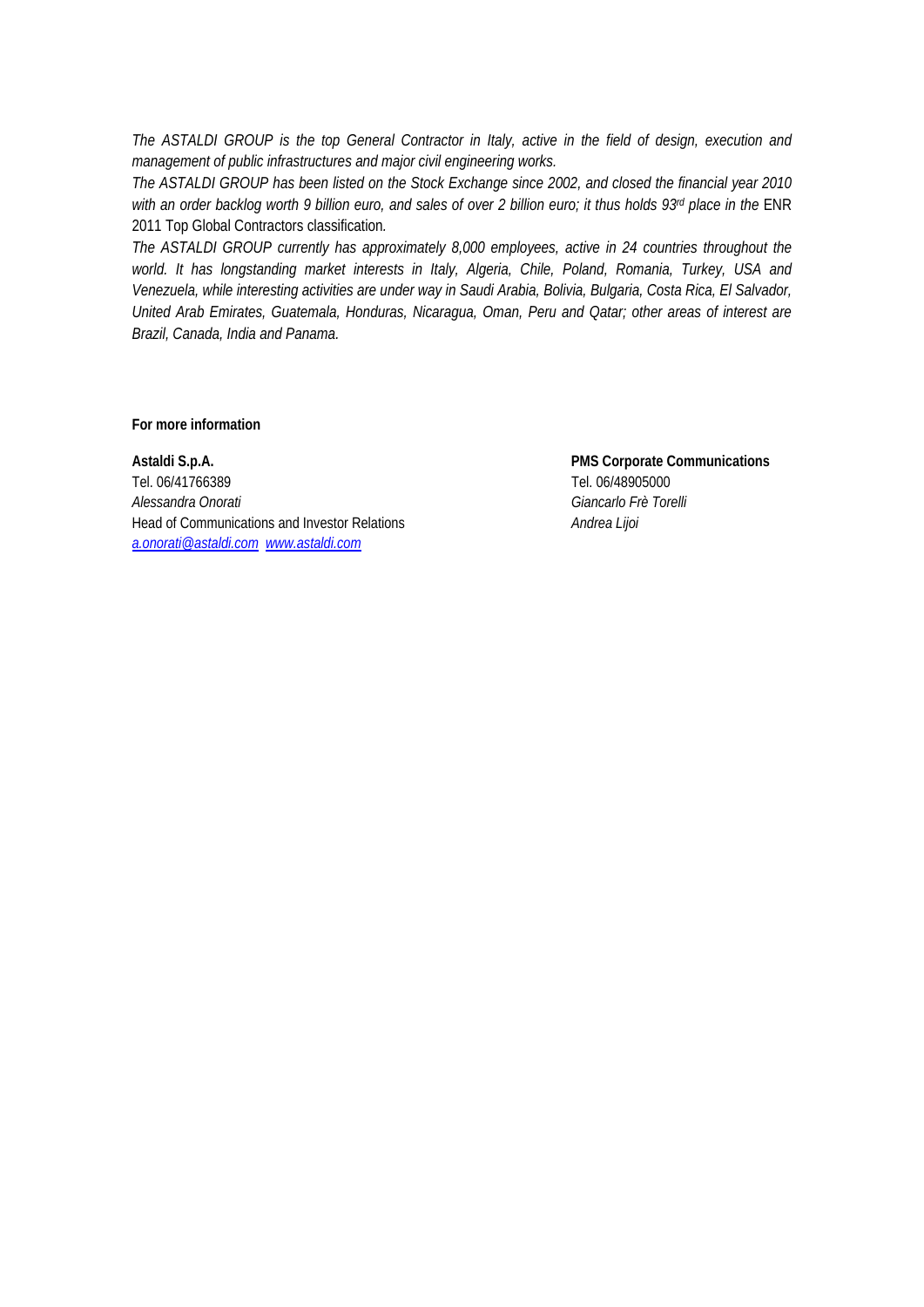*The ASTALDI GROUP is the top General Contractor in Italy, active in the field of design, execution and management of public infrastructures and major civil engineering works.*

*The ASTALDI GROUP has been listed on the Stock Exchange since 2002, and closed the financial year 2010 with an order backlog worth 9 billion euro, and sales of over 2 billion euro; it thus holds 93rd place in the* ENR 2011 Top Global Contractors classification*.*

*The ASTALDI GROUP currently has approximately 8,000 employees, active in 24 countries throughout the world. It has longstanding market interests in Italy, Algeria, Chile, Poland, Romania, Turkey, USA and Venezuela, while interesting activities are under way in Saudi Arabia, Bolivia, Bulgaria, Costa Rica, El Salvador, United Arab Emirates, Guatemala, Honduras, Nicaragua, Oman, Peru and Qatar; other areas of interest are Brazil, Canada, India and Panama.*

**For more information**

**Astaldi S.p.A.**
Tel. 06/41766389
*Alessandra Onorati*
Head of Communications and Investor Relations
*a.onorati@astaldi.com* *www.astaldi.com*

**PMS Corporate Communications**
Tel. 06/48905000
*Giancarlo Frè Torelli*
*Andrea Lijoi*